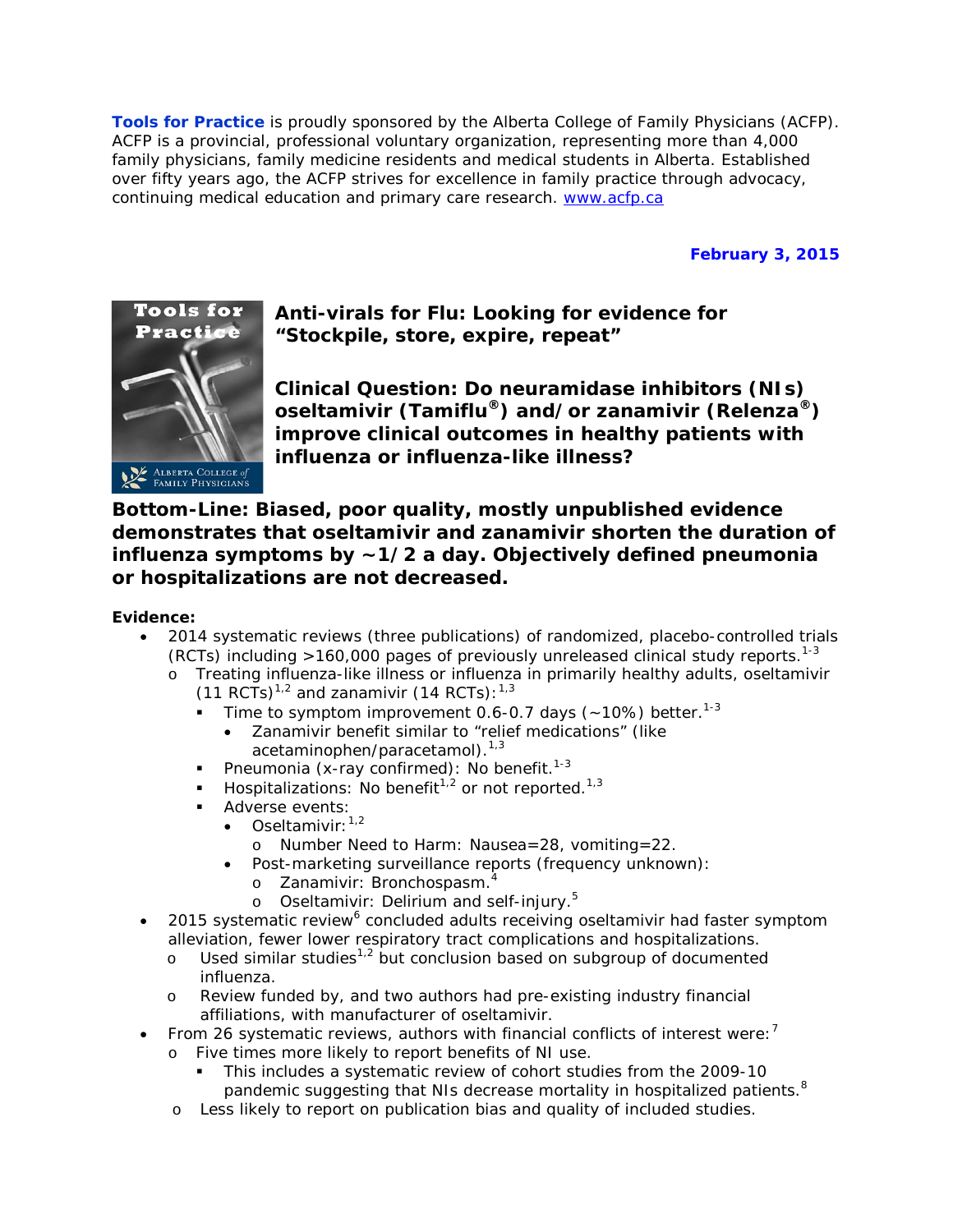**Tools for Practice** is proudly sponsored by the Alberta College of Family Physicians (ACFP). ACFP is a provincial, professional voluntary organization, representing more than 4,000 family physicians, family medicine residents and medical students in Alberta. Established over fifty years ago, the ACFP strives for excellence in family practice through advocacy, continuing medical education and primary care research. www.acfp.ca

**February 3, 2015**

## Anti-virals for Flu: Looking for evidence for "Stockpile, store, expire, repeat"

**Clinical Question: Do neuramidase inhibitors (NIs) oseltamivir (Tamiflu®) and/or zanamivir (Relenza®) improve clinical outcomes in healthy patients with influenza or influenza-like illness?**

**Bottom-Line: Biased, poor quality, mostly unpublished evidence demonstrates that oseltamivir and zanamivir shorten the duration of influenza symptoms by ~1/2 a day. Objectively defined pneumonia or hospitalizations are not decreased.**

**Evidence:**

- 2014 systematic reviews (three publications) of randomized, placebo-controlled trials (RCTs) including >160,000 pages of previously unreleased clinical study reports.[1-3]
  - Treating influenza-like illness or influenza in primarily healthy adults, oseltamivir (11 RCTs)[1,2] and zanamivir (14 RCTs):[1,3]
    - Time to symptom improvement 0.6-0.7 days (~10%) better.[1-3]
      - Zanamivir benefit similar to "relief medications" (like acetaminophen/paracetamol).[1,3]
    - Pneumonia (x-ray confirmed): No benefit.[1-3]
    - Hospitalizations: No benefit[1,2] or not reported.[1,3]
    - Adverse events:
      - Oseltamivir:[1,2]
        - Number Need to Harm: Nausea=28, vomiting=22.
      - Post-marketing surveillance reports (frequency unknown):
        - Zanamivir: Bronchospasm.[4]
        - Oseltamivir: Delirium and self-injury.[5]
- 2015 systematic review[6] concluded adults receiving oseltamivir had faster symptom alleviation, fewer lower respiratory tract complications and hospitalizations.
  - Used similar studies[1,2] but conclusion based on subgroup of documented influenza.
  - Review funded by, and two authors had pre-existing industry financial affiliations, with manufacturer of oseltamivir.
- From 26 systematic reviews, authors with financial conflicts of interest were:[7]
  - Five times more likely to report benefits of NI use.
    - This includes a systematic review of cohort studies from the 2009-10 pandemic suggesting that NIs decrease mortality in hospitalized patients.[8]
  - Less likely to report on publication bias and quality of included studies.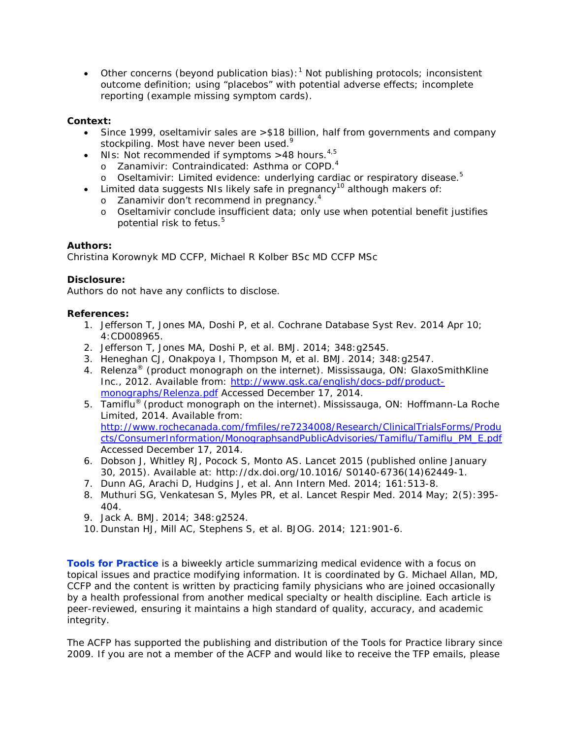- Other concerns (beyond publication bias):[1] Not publishing protocols; inconsistent outcome definition; using "placebos" with potential adverse effects; incomplete reporting (example missing symptom cards).

**Context:**

- Since 1999, oseltamivir sales are >$18 billion, half from governments and company stockpiling. Most have never been used.[9]
- NIs: Not recommended if symptoms >48 hours.[4,5]
  - Zanamivir: Contraindicated: Asthma or COPD.[4]
  - Oseltamivir: Limited evidence: underlying cardiac or respiratory disease.[5]
- Limited data suggests NIs likely safe in pregnancy[10] although makers of:
  - Zanamivir don't recommend in pregnancy.[4]
  - Oseltamivir conclude insufficient data; only use when potential benefit justifies potential risk to fetus.[5]

**Authors:**
Christina Korownyk MD CCFP, Michael R Kolber BSc MD CCFP MSc

**Disclosure:**
Authors do not have any conflicts to disclose.

**References:**

1. Jefferson T, Jones MA, Doshi P, et al. Cochrane Database Syst Rev. 2014 Apr 10; 4:CD008965.
2. Jefferson T, Jones MA, Doshi P, et al. BMJ. 2014; 348:g2545.
3. Heneghan CJ, Onakpoya I, Thompson M, et al. BMJ. 2014; 348:g2547.
4. Relenza® (product monograph on the internet). Mississauga, ON: GlaxoSmithKline Inc., 2012. Available from: [http://www.gsk.ca/english/docs-pdf/product-monographs/Relenza.pdf](http://www.gsk.ca/english/docs-pdf/product-monographs/Relenza.pdf) Accessed December 17, 2014.
5. Tamiflu® (product monograph on the internet). Mississauga, ON: Hoffmann-La Roche Limited, 2014. Available from: [http://www.rochecanada.com/fmfiles/re7234008/Research/ClinicalTrialsForms/Products/ConsumerInformation/MonographsandPublicAdvisories/Tamiflu/Tamiflu_PM_E.pdf](http://www.rochecanada.com/fmfiles/re7234008/Research/ClinicalTrialsForms/Products/ConsumerInformation/MonographsandPublicAdvisories/Tamiflu/Tamiflu_PM_E.pdf) Accessed December 17, 2014.
6. Dobson J, Whitley RJ, Pocock S, Monto AS. Lancet 2015 (published online January 30, 2015). Available at: http://dx.doi.org/10.1016/ S0140-6736(14)62449-1.
7. Dunn AG, Arachi D, Hudgins J, et al. Ann Intern Med. 2014; 161:513-8.
8. Muthuri SG, Venkatesan S, Myles PR, et al. Lancet Respir Med. 2014 May; 2(5):395-404.
9. Jack A. BMJ. 2014; 348:g2524.
10. Dunstan HJ, Mill AC, Stephens S, et al. BJOG. 2014; 121:901-6.

**Tools for Practice** is a biweekly article summarizing medical evidence with a focus on topical issues and practice modifying information. It is coordinated by G. Michael Allan, MD, CCFP and the content is written by practicing family physicians who are joined occasionally by a health professional from another medical specialty or health discipline. Each article is peer-reviewed, ensuring it maintains a high standard of quality, accuracy, and academic integrity.

The ACFP has supported the publishing and distribution of the Tools for Practice library since 2009. If you are not a member of the ACFP and would like to receive the TFP emails, please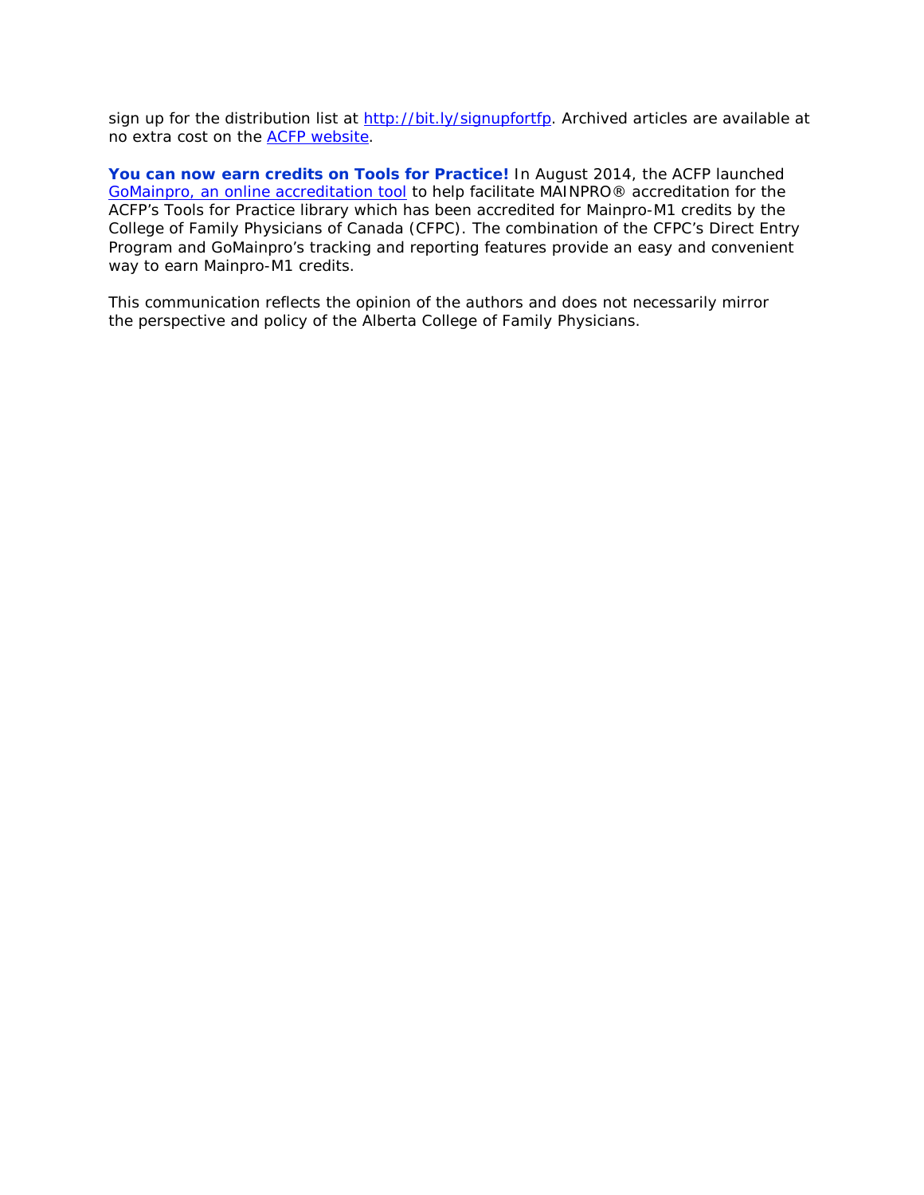sign up for the distribution list at http://bit.ly/signupfortfp. Archived articles are available at no extra cost on the ACFP website.

**You can now earn credits on Tools for Practice!** In August 2014, the ACFP launched GoMainpro, an online accreditation tool to help facilitate MAINPRO® accreditation for the ACFP's Tools for Practice library which has been accredited for Mainpro-M1 credits by the College of Family Physicians of Canada (CFPC). The combination of the CFPC's Direct Entry Program and GoMainpro's tracking and reporting features provide an easy and convenient way to earn Mainpro-M1 credits.

This communication reflects the opinion of the authors and does not necessarily mirror the perspective and policy of the Alberta College of Family Physicians.